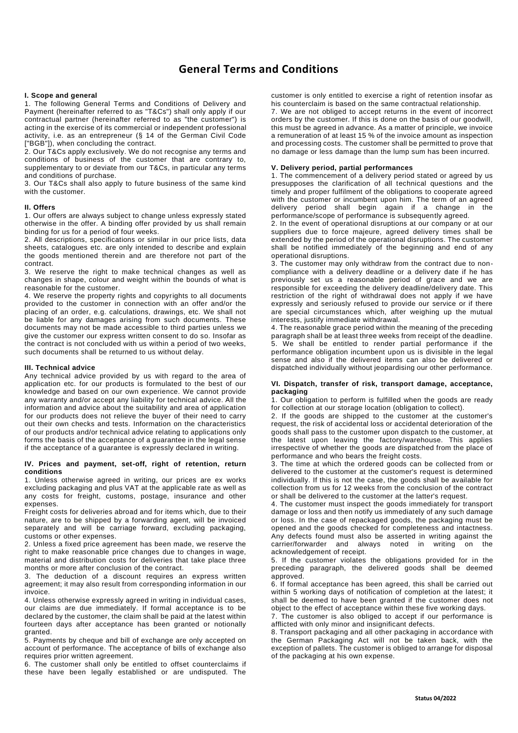# General Terms and Conditions

### I. Scope and general

1. The following General Terms and Conditions of Delivery and Payment (hereinafter referred to as "T&Cs") shall only apply if our contractual partner (hereinafter referred to as "the customer") is acting in the exercise of its commercial or independent professional activity, i.e. as an entrepreneur (§ 14 of the German Civil Code ["BGB"]), when concluding the contract.
2. Our T&Cs apply exclusively. We do not recognise any terms and conditions of business of the customer that are contrary to, supplementary to or deviate from our T&Cs, in particular any terms and conditions of purchase.
3. Our T&Cs shall also apply to future business of the same kind with the customer.

### II. Offers

1. Our offers are always subject to change unless expressly stated otherwise in the offer. A binding offer provided by us shall remain binding for us for a period of four weeks.
2. All descriptions, specifications or similar in our price lists, data sheets, catalogues etc. are only intended to describe and explain the goods mentioned therein and are therefore not part of the contract.
3. We reserve the right to make technical changes as well as changes in shape, colour and weight within the bounds of what is reasonable for the customer.
4. We reserve the property rights and copyrights to all documents provided to the customer in connection with an offer and/or the placing of an order, e.g. calculations, drawings, etc. We shall not be liable for any damages arising from such documents. These documents may not be made accessible to third parties unless we give the customer our express written consent to do so. Insofar as the contract is not concluded with us within a period of two weeks, such documents shall be returned to us without delay.

### III. Technical advice

Any technical advice provided by us with regard to the area of application etc. for our products is formulated to the best of our knowledge and based on our own experience. We cannot provide any warranty and/or accept any liability for technical advice. All the information and advice about the suitability and area of application for our products does not relieve the buyer of their need to carry out their own checks and tests. Information on the characteristics of our products and/or technical advice relating to applications only forms the basis of the acceptance of a guarantee in the legal sense if the acceptance of a guarantee is expressly declared in writing.

### IV. Prices and payment, set-off, right of retention, return conditions

1. Unless otherwise agreed in writing, our prices are ex works excluding packaging and plus VAT at the applicable rate as well as any costs for freight, customs, postage, insurance and other expenses.
Freight costs for deliveries abroad and for items which, due to their nature, are to be shipped by a forwarding agent, will be invoiced separately and will be carriage forward, excluding packaging, customs or other expenses.
2. Unless a fixed price agreement has been made, we reserve the right to make reasonable price changes due to changes in wage, material and distribution costs for deliveries that take place three months or more after conclusion of the contract.
3. The deduction of a discount requires an express written agreement; it may also result from corresponding information in our invoice.
4. Unless otherwise expressly agreed in writing in individual cases, our claims are due immediately. If formal acceptance is to be declared by the customer, the claim shall be paid at the latest within fourteen days after acceptance has been granted or notionally granted.
5. Payments by cheque and bill of exchange are only accepted on account of performance. The acceptance of bills of exchange also requires prior written agreement.
6. The customer shall only be entitled to offset counterclaims if these have been legally established or are undisputed. The customer is only entitled to exercise a right of retention insofar as his counterclaim is based on the same contractual relationship.
7. We are not obliged to accept returns in the event of incorrect orders by the customer. If this is done on the basis of our goodwill, this must be agreed in advance. As a matter of principle, we invoice a remuneration of at least 15 % of the invoice amount as inspection and processing costs. The customer shall be permitted to prove that no damage or less damage than the lump sum has been incurred.

### V. Delivery period, partial performances

1. The commencement of a delivery period stated or agreed by us presupposes the clarification of all technical questions and the timely and proper fulfilment of the obligations to cooperate agreed with the customer or incumbent upon him. The term of an agreed delivery period shall begin again if a change in the performance/scope of performance is subsequently agreed.
2. In the event of operational disruptions at our company or at our suppliers due to force majeure, agreed delivery times shall be extended by the period of the operational disruptions. The customer shall be notified immediately of the beginning and end of any operational disruptions.
3. The customer may only withdraw from the contract due to non-compliance with a delivery deadline or a delivery date if he has previously set us a reasonable period of grace and we are responsible for exceeding the delivery deadline/delivery date. This restriction of the right of withdrawal does not apply if we have expressly and seriously refused to provide our service or if there are special circumstances which, after weighing up the mutual interests, justify immediate withdrawal.
4. The reasonable grace period within the meaning of the preceding paragraph shall be at least three weeks from receipt of the deadline.
5. We shall be entitled to render partial performance if the performance obligation incumbent upon us is divisible in the legal sense and also if the delivered items can also be delivered or dispatched individually without jeopardising our other performance.

### VI. Dispatch, transfer of risk, transport damage, acceptance, packaging

1. Our obligation to perform is fulfilled when the goods are ready for collection at our storage location (obligation to collect).
2. If the goods are shipped to the customer at the customer's request, the risk of accidental loss or accidental deterioration of the goods shall pass to the customer upon dispatch to the customer, at the latest upon leaving the factory/warehouse. This applies irrespective of whether the goods are dispatched from the place of performance and who bears the freight costs.
3. The time at which the ordered goods can be collected from or delivered to the customer at the customer's request is determined individually. If this is not the case, the goods shall be available for collection from us for 12 weeks from the conclusion of the contract or shall be delivered to the customer at the latter's request.
4. The customer must inspect the goods immediately for transport damage or loss and then notify us immediately of any such damage or loss. In the case of repackaged goods, the packaging must be opened and the goods checked for completeness and intactness. Any defects found must also be asserted in writing against the carrier/forwarder and always noted in writing on the acknowledgement of receipt.
5. If the customer violates the obligations provided for in the preceding paragraph, the delivered goods shall be deemed approved.
6. If formal acceptance has been agreed, this shall be carried out within 5 working days of notification of completion at the latest; it shall be deemed to have been granted if the customer does not object to the effect of acceptance within these five working days.
7. The customer is also obliged to accept if our performance is afflicted with only minor and insignificant defects.
8. Transport packaging and all other packaging in accordance with the German Packaging Act will not be taken back, with the exception of pallets. The customer is obliged to arrange for disposal of the packaging at his own expense.

**Status 04/2022**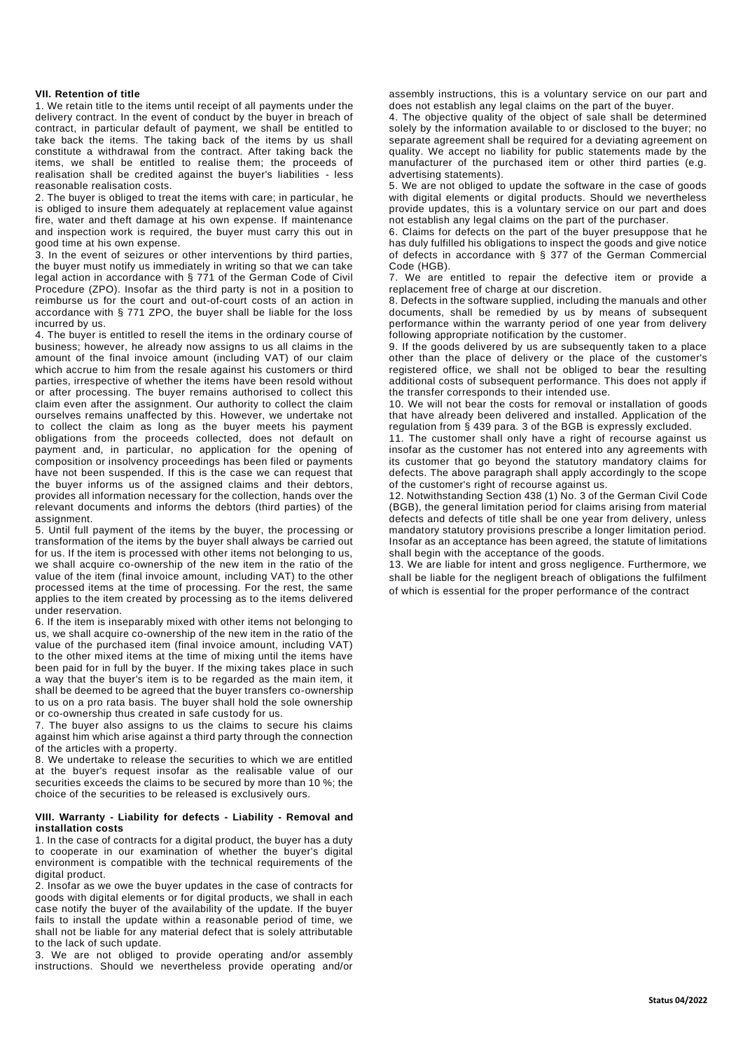## VII. Retention of title

1. We retain title to the items until receipt of all payments under the delivery contract. In the event of conduct by the buyer in breach of contract, in particular default of payment, we shall be entitled to take back the items. The taking back of the items by us shall constitute a withdrawal from the contract. After taking back the items, we shall be entitled to realise them; the proceeds of realisation shall be credited against the buyer's liabilities - less reasonable realisation costs.

2. The buyer is obliged to treat the items with care; in particular, he is obliged to insure them adequately at replacement value against fire, water and theft damage at his own expense. If maintenance and inspection work is required, the buyer must carry this out in good time at his own expense.

3. In the event of seizures or other interventions by third parties, the buyer must notify us immediately in writing so that we can take legal action in accordance with § 771 of the German Code of Civil Procedure (ZPO). Insofar as the third party is not in a position to reimburse us for the court and out-of-court costs of an action in accordance with § 771 ZPO, the buyer shall be liable for the loss incurred by us.

4. The buyer is entitled to resell the items in the ordinary course of business; however, he already now assigns to us all claims in the amount of the final invoice amount (including VAT) of our claim which accrue to him from the resale against his customers or third parties, irrespective of whether the items have been resold without or after processing. The buyer remains authorised to collect this claim even after the assignment. Our authority to collect the claim ourselves remains unaffected by this. However, we undertake not to collect the claim as long as the buyer meets his payment obligations from the proceeds collected, does not default on payment and, in particular, no application for the opening of composition or insolvency proceedings has been filed or payments have not been suspended. If this is the case we can request that the buyer informs us of the assigned claims and their debtors, provides all information necessary for the collection, hands over the relevant documents and informs the debtors (third parties) of the assignment.

5. Until full payment of the items by the buyer, the processing or transformation of the items by the buyer shall always be carried out for us. If the item is processed with other items not belonging to us, we shall acquire co-ownership of the new item in the ratio of the value of the item (final invoice amount, including VAT) to the other processed items at the time of processing. For the rest, the same applies to the item created by processing as to the items delivered under reservation.

6. If the item is inseparably mixed with other items not belonging to us, we shall acquire co-ownership of the new item in the ratio of the value of the purchased item (final invoice amount, including VAT) to the other mixed items at the time of mixing until the items have been paid for in full by the buyer. If the mixing takes place in such a way that the buyer's item is to be regarded as the main item, it shall be deemed to be agreed that the buyer transfers co-ownership to us on a pro rata basis. The buyer shall hold the sole ownership or co-ownership thus created in safe custody for us.

7. The buyer also assigns to us the claims to secure his claims against him which arise against a third party through the connection of the articles with a property.

8. We undertake to release the securities to which we are entitled at the buyer's request insofar as the realisable value of our securities exceeds the claims to be secured by more than 10 %; the choice of the securities to be released is exclusively ours.

## VIII. Warranty - Liability for defects - Liability - Removal and installation costs

1. In the case of contracts for a digital product, the buyer has a duty to cooperate in our examination of whether the buyer's digital environment is compatible with the technical requirements of the digital product.

2. Insofar as we owe the buyer updates in the case of contracts for goods with digital elements or for digital products, we shall in each case notify the buyer of the availability of the update. If the buyer fails to install the update within a reasonable period of time, we shall not be liable for any material defect that is solely attributable to the lack of such update.

3. We are not obliged to provide operating and/or assembly instructions. Should we nevertheless provide operating and/or assembly instructions, this is a voluntary service on our part and does not establish any legal claims on the part of the buyer.

4. The objective quality of the object of sale shall be determined solely by the information available to or disclosed to the buyer; no separate agreement shall be required for a deviating agreement on quality. We accept no liability for public statements made by the manufacturer of the purchased item or other third parties (e.g. advertising statements).

5. We are not obliged to update the software in the case of goods with digital elements or digital products. Should we nevertheless provide updates, this is a voluntary service on our part and does not establish any legal claims on the part of the purchaser.

6. Claims for defects on the part of the buyer presuppose that he has duly fulfilled his obligations to inspect the goods and give notice of defects in accordance with § 377 of the German Commercial Code (HGB).

7. We are entitled to repair the defective item or provide a replacement free of charge at our discretion.

8. Defects in the software supplied, including the manuals and other documents, shall be remedied by us by means of subsequent performance within the warranty period of one year from delivery following appropriate notification by the customer.

9. If the goods delivered by us are subsequently taken to a place other than the place of delivery or the place of the customer's registered office, we shall not be obliged to bear the resulting additional costs of subsequent performance. This does not apply if the transfer corresponds to their intended use.

10. We will not bear the costs for removal or installation of goods that have already been delivered and installed. Application of the regulation from § 439 para. 3 of the BGB is expressly excluded.

11. The customer shall only have a right of recourse against us insofar as the customer has not entered into any agreements with its customer that go beyond the statutory mandatory claims for defects. The above paragraph shall apply accordingly to the scope of the customer's right of recourse against us.

12. Notwithstanding Section 438 (1) No. 3 of the German Civil Code (BGB), the general limitation period for claims arising from material defects and defects of title shall be one year from delivery, unless mandatory statutory provisions prescribe a longer limitation period. Insofar as an acceptance has been agreed, the statute of limitations shall begin with the acceptance of the goods.

13. We are liable for intent and gross negligence. Furthermore, we shall be liable for the negligent breach of obligations the fulfilment of which is essential for the proper performance of the contract

**Status 04/2022**